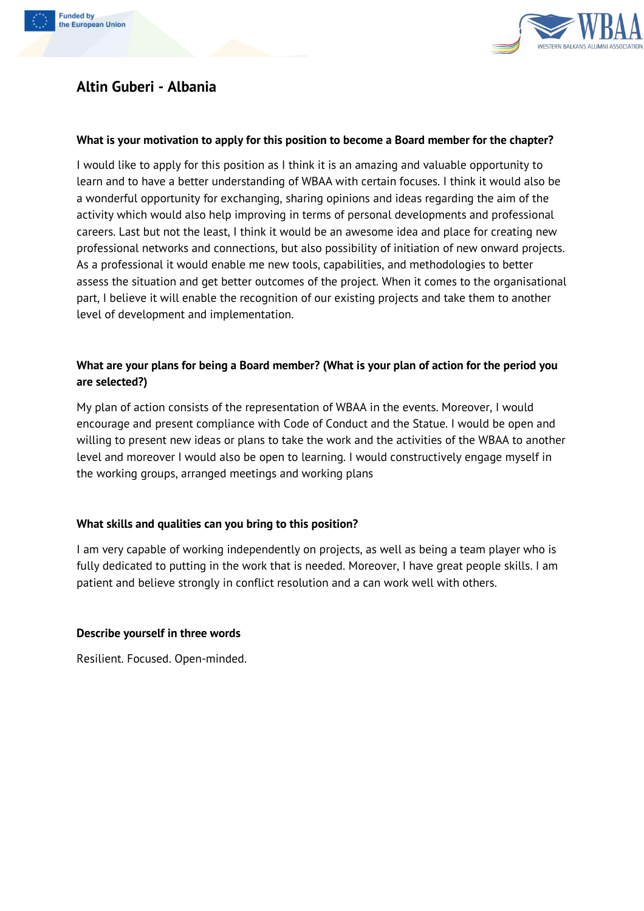# Altin Guberi - Albania

**What is your motivation to apply for this position to become a Board member for the chapter?**

I would like to apply for this position as I think it is an amazing and valuable opportunity to learn and to have a better understanding of WBAA with certain focuses. I think it would also be a wonderful opportunity for exchanging, sharing opinions and ideas regarding the aim of the activity which would also help improving in terms of personal developments and professional careers. Last but not the least, I think it would be an awesome idea and place for creating new professional networks and connections, but also possibility of initiation of new onward projects. As a professional it would enable me new tools, capabilities, and methodologies to better assess the situation and get better outcomes of the project. When it comes to the organisational part, I believe it will enable the recognition of our existing projects and take them to another level of development and implementation.

**What are your plans for being a Board member? (What is your plan of action for the period you are selected?)**

My plan of action consists of the representation of WBAA in the events. Moreover, I would encourage and present compliance with Code of Conduct and the Statue. I would be open and willing to present new ideas or plans to take the work and the activities of the WBAA to another level and moreover I would also be open to learning. I would constructively engage myself in the working groups, arranged meetings and working plans

**What skills and qualities can you bring to this position?**

I am very capable of working independently on projects, as well as being a team player who is fully dedicated to putting in the work that is needed. Moreover, I have great people skills. I am patient and believe strongly in conflict resolution and a can work well with others.

**Describe yourself in three words**

Resilient. Focused. Open-minded.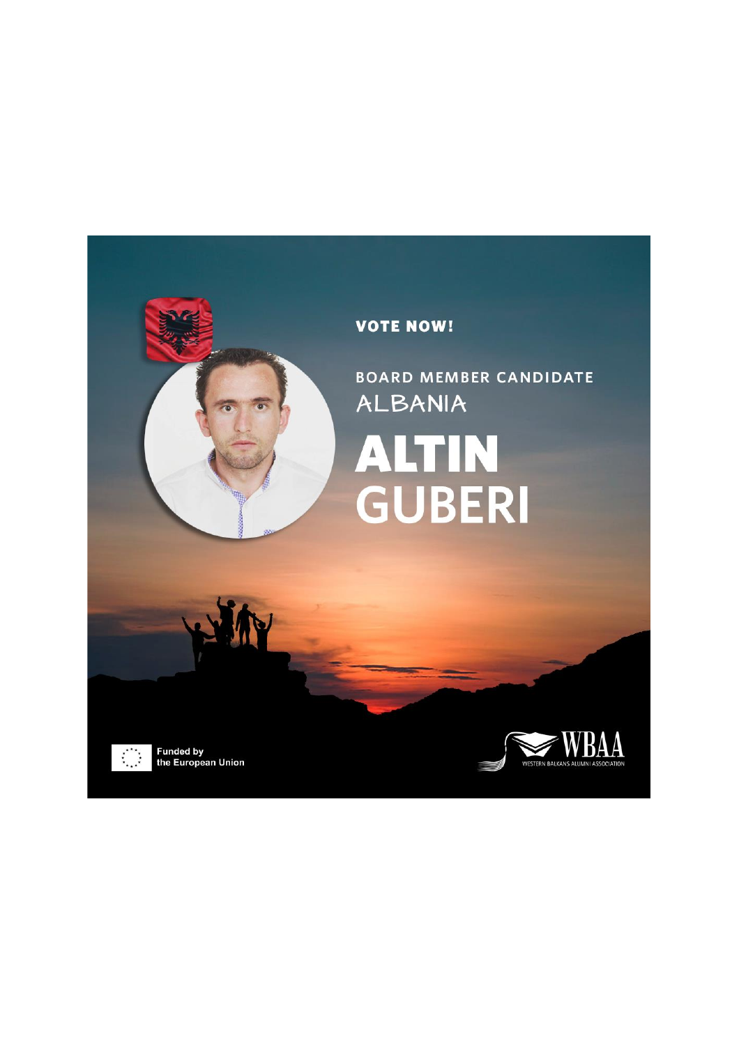VOTE NOW!

BOARD MEMBER CANDIDATE

ALBANIA

# ALTIN GUBERI

Funded by the European Union

WBAA

WESTERN BALKANS ALUMNI ASSOCIATION